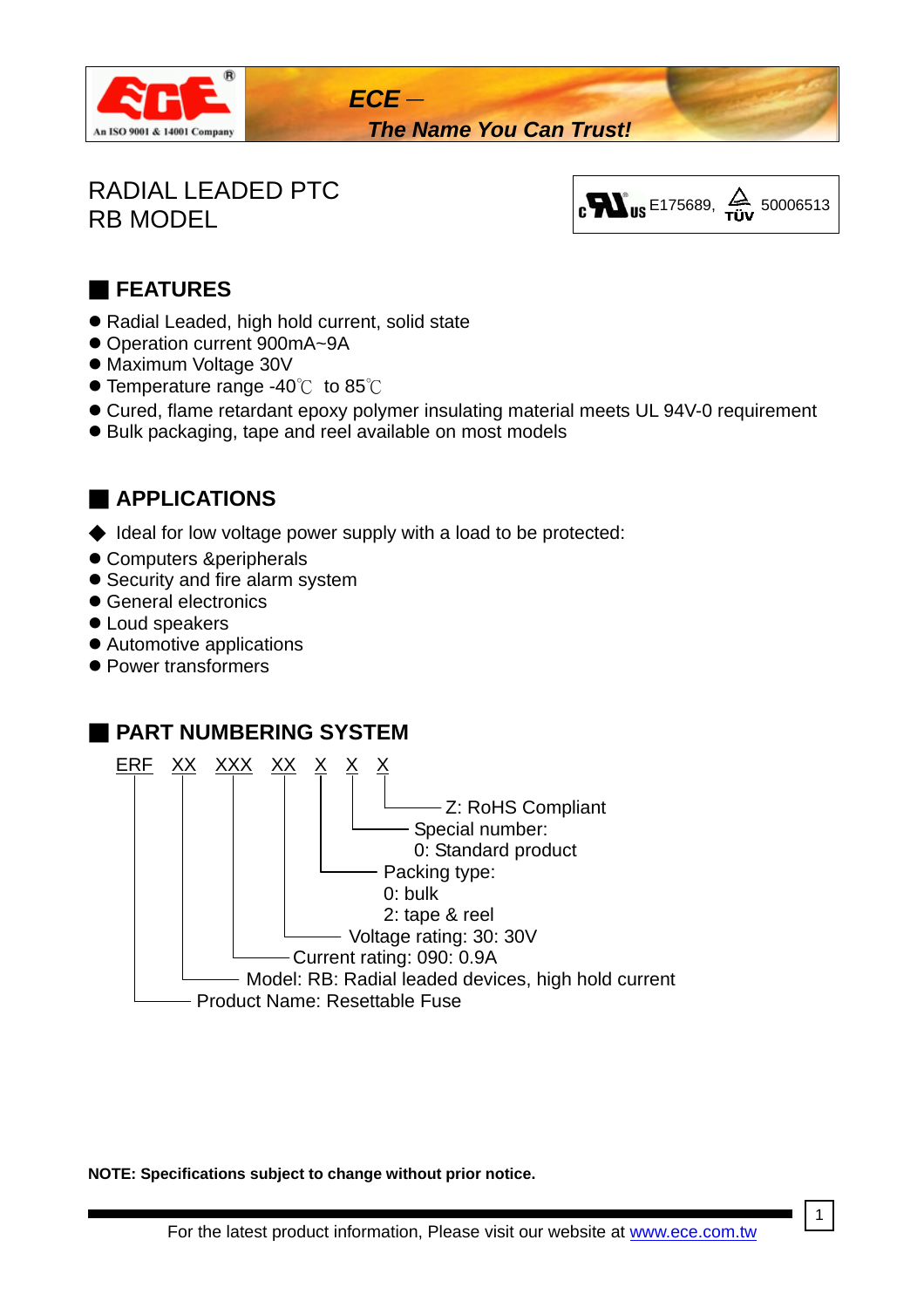ECE – *The Name You Can Trust!*

# RADIAL LEADED PTC
# RB MODEL

E175689, TÜV 50006513

## FEATURES

- Radial Leaded, high hold current, solid state
- Operation current 900mA~9A
- Maximum Voltage 30V
- Temperature range -40℃ to 85℃
- Cured, flame retardant epoxy polymer insulating material meets UL 94V-0 requirement
- Bulk packaging, tape and reel available on most models

## APPLICATIONS

◆ Ideal for low voltage power supply with a load to be protected:

- Computers &peripherals
- Security and fire alarm system
- General electronics
- Loud speakers
- Automotive applications
- Power transformers

## PART NUMBERING SYSTEM

ERF XX XXX XX X X X

- ERF — Product Name: Resettable Fuse
- XX — Model: RB: Radial leaded devices, high hold current
- XXX — Current rating: 090: 0.9A
- XX — Voltage rating: 30: 30V
- X — Packing type:
  - 0: bulk
  - 2: tape & reel
- X — Special number:
  - 0: Standard product
- X — Z: RoHS Compliant

**NOTE: Specifications subject to change without prior notice.**

For the latest product information, Please visit our website at www.ece.com.tw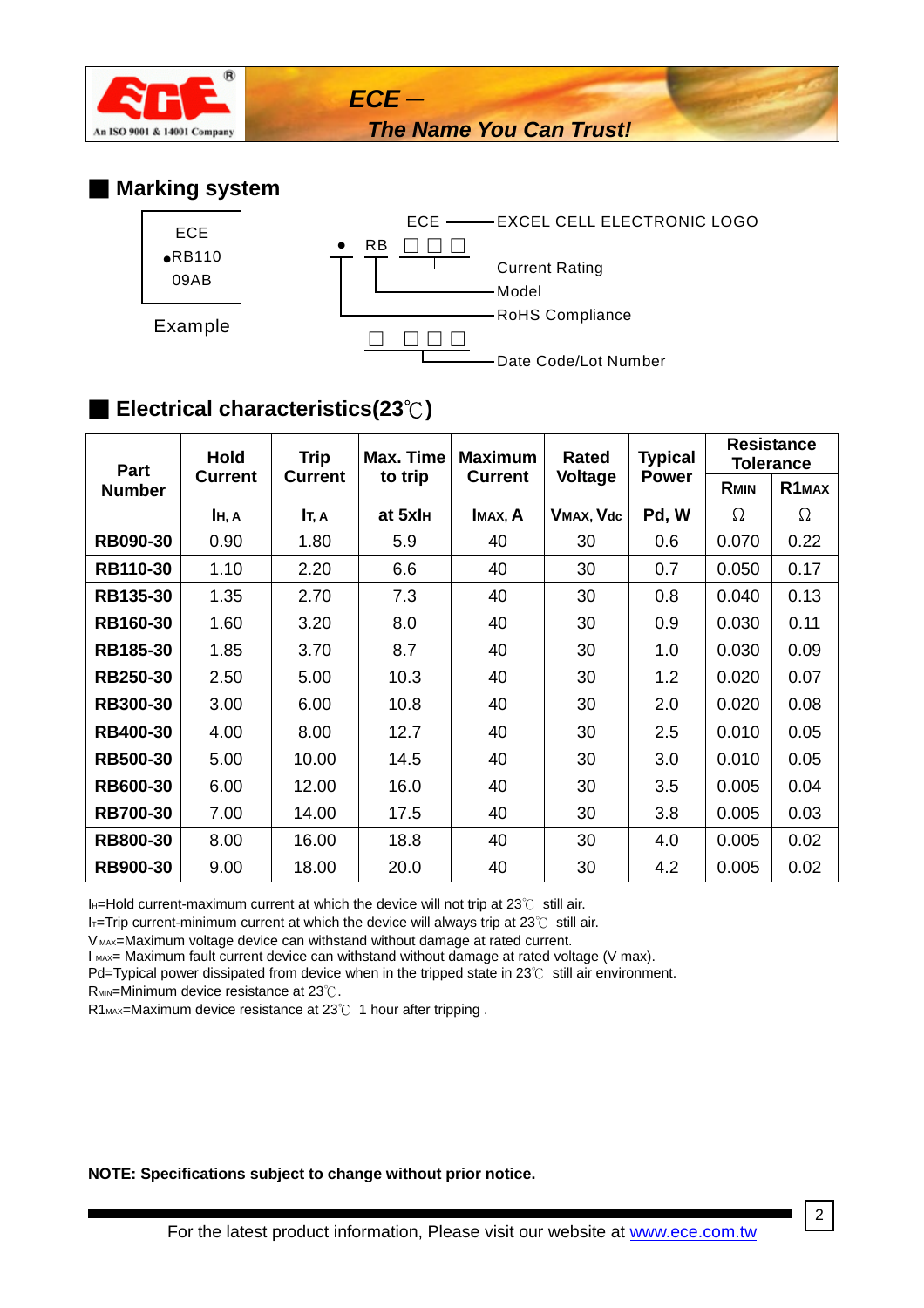## Marking system

ECE
●RB110
09AB

Example

ECE —— EXCEL CELL ELECTRONIC LOGO

● RB □□□
- Current Rating
- Model
- RoHS Compliance

□ □□□
- Date Code/Lot Number

## Electrical characteristics(23℃)

| Part Number | Hold Current | Trip Current | Max. Time to trip | Maximum Current | Rated Voltage | Typical Power | Resistance Tolerance | |
|---|---|---|---|---|---|---|---|---|
| | | | | | | | $R_{MIN}$ | $R1_{MAX}$ |
| | $I_H$, A | $I_T$, A | at $5xI_H$ | $I_{MAX}$, A | $V_{MAX}$, Vdc | Pd, W | Ω | Ω |
| **RB090-30** | 0.90 | 1.80 | 5.9 | 40 | 30 | 0.6 | 0.070 | 0.22 |
| **RB110-30** | 1.10 | 2.20 | 6.6 | 40 | 30 | 0.7 | 0.050 | 0.17 |
| **RB135-30** | 1.35 | 2.70 | 7.3 | 40 | 30 | 0.8 | 0.040 | 0.13 |
| **RB160-30** | 1.60 | 3.20 | 8.0 | 40 | 30 | 0.9 | 0.030 | 0.11 |
| **RB185-30** | 1.85 | 3.70 | 8.7 | 40 | 30 | 1.0 | 0.030 | 0.09 |
| **RB250-30** | 2.50 | 5.00 | 10.3 | 40 | 30 | 1.2 | 0.020 | 0.07 |
| **RB300-30** | 3.00 | 6.00 | 10.8 | 40 | 30 | 2.0 | 0.020 | 0.08 |
| **RB400-30** | 4.00 | 8.00 | 12.7 | 40 | 30 | 2.5 | 0.010 | 0.05 |
| **RB500-30** | 5.00 | 10.00 | 14.5 | 40 | 30 | 3.0 | 0.010 | 0.05 |
| **RB600-30** | 6.00 | 12.00 | 16.0 | 40 | 30 | 3.5 | 0.005 | 0.04 |
| **RB700-30** | 7.00 | 14.00 | 17.5 | 40 | 30 | 3.8 | 0.005 | 0.03 |
| **RB800-30** | 8.00 | 16.00 | 18.8 | 40 | 30 | 4.0 | 0.005 | 0.02 |
| **RB900-30** | 9.00 | 18.00 | 20.0 | 40 | 30 | 4.2 | 0.005 | 0.02 |

$I_H$=Hold current-maximum current at which the device will not trip at 23℃ still air.
$I_T$=Trip current-minimum current at which the device will always trip at 23℃ still air.
$V_{MAX}$=Maximum voltage device can withstand without damage at rated current.
$I_{MAX}$= Maximum fault current device can withstand without damage at rated voltage (V max).
Pd=Typical power dissipated from device when in the tripped state in 23℃ still air environment.
$R_{MIN}$=Minimum device resistance at 23℃.
$R1_{MAX}$=Maximum device resistance at 23℃ 1 hour after tripping .

**NOTE: Specifications subject to change without prior notice.**

For the latest product information, Please visit our website at www.ece.com.tw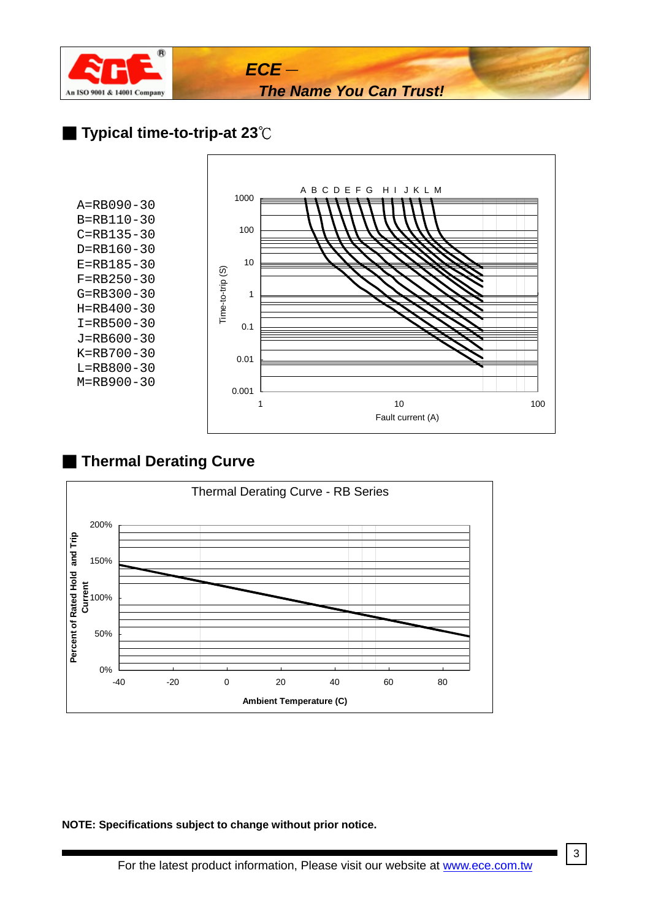## Typical time-to-trip-at 23℃

A=RB090-30
B=RB110-30
C=RB135-30
D=RB160-30
E=RB185-30
F=RB250-30
G=RB300-30
H=RB400-30
I=RB500-30
J=RB600-30
K=RB700-30
L=RB800-30
M=RB900-30

## Thermal Derating Curve

**NOTE: Specifications subject to change without prior notice.**

For the latest product information, Please visit our website at www.ece.com.tw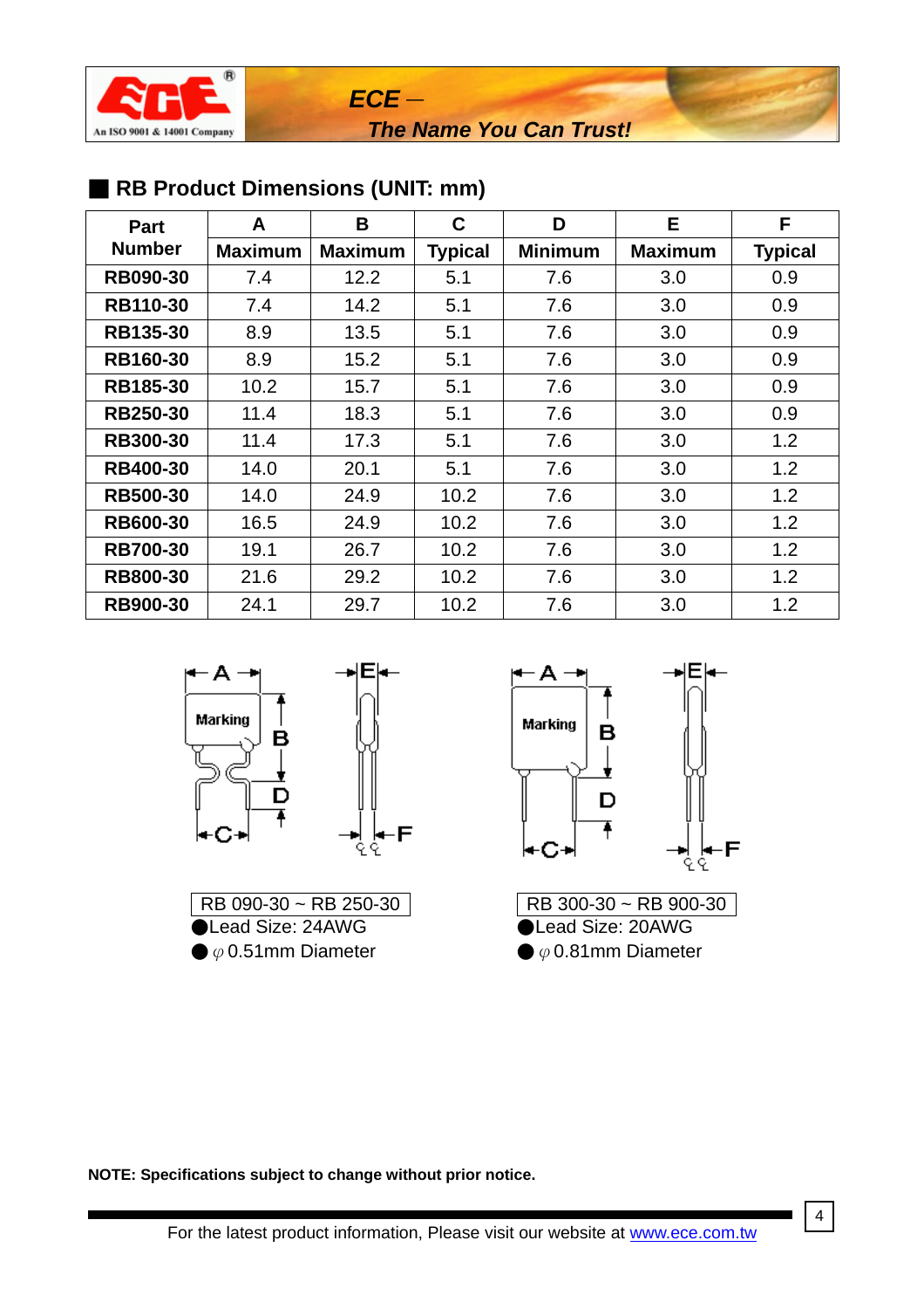## RB Product Dimensions (UNIT: mm)

| Part Number | A | B | C | D | E | F |
|---|---|---|---|---|---|---|
| | Maximum | Maximum | Typical | Minimum | Maximum | Typical |
| RB090-30 | 7.4 | 12.2 | 5.1 | 7.6 | 3.0 | 0.9 |
| RB110-30 | 7.4 | 14.2 | 5.1 | 7.6 | 3.0 | 0.9 |
| RB135-30 | 8.9 | 13.5 | 5.1 | 7.6 | 3.0 | 0.9 |
| RB160-30 | 8.9 | 15.2 | 5.1 | 7.6 | 3.0 | 0.9 |
| RB185-30 | 10.2 | 15.7 | 5.1 | 7.6 | 3.0 | 0.9 |
| RB250-30 | 11.4 | 18.3 | 5.1 | 7.6 | 3.0 | 0.9 |
| RB300-30 | 11.4 | 17.3 | 5.1 | 7.6 | 3.0 | 1.2 |
| RB400-30 | 14.0 | 20.1 | 5.1 | 7.6 | 3.0 | 1.2 |
| RB500-30 | 14.0 | 24.9 | 10.2 | 7.6 | 3.0 | 1.2 |
| RB600-30 | 16.5 | 24.9 | 10.2 | 7.6 | 3.0 | 1.2 |
| RB700-30 | 19.1 | 26.7 | 10.2 | 7.6 | 3.0 | 1.2 |
| RB800-30 | 21.6 | 29.2 | 10.2 | 7.6 | 3.0 | 1.2 |
| RB900-30 | 24.1 | 29.7 | 10.2 | 7.6 | 3.0 | 1.2 |

A
Marking
B
D
C
E
F

RB 090-30 ~ RB 250-30

- Lead Size: 24AWG
- $\varphi$ 0.51mm Diameter

A
Marking
B
D
C
E
F

RB 300-30 ~ RB 900-30

- Lead Size: 20AWG
- $\varphi$ 0.81mm Diameter

**NOTE: Specifications subject to change without prior notice.**

For the latest product information, Please visit our website at www.ece.com.tw